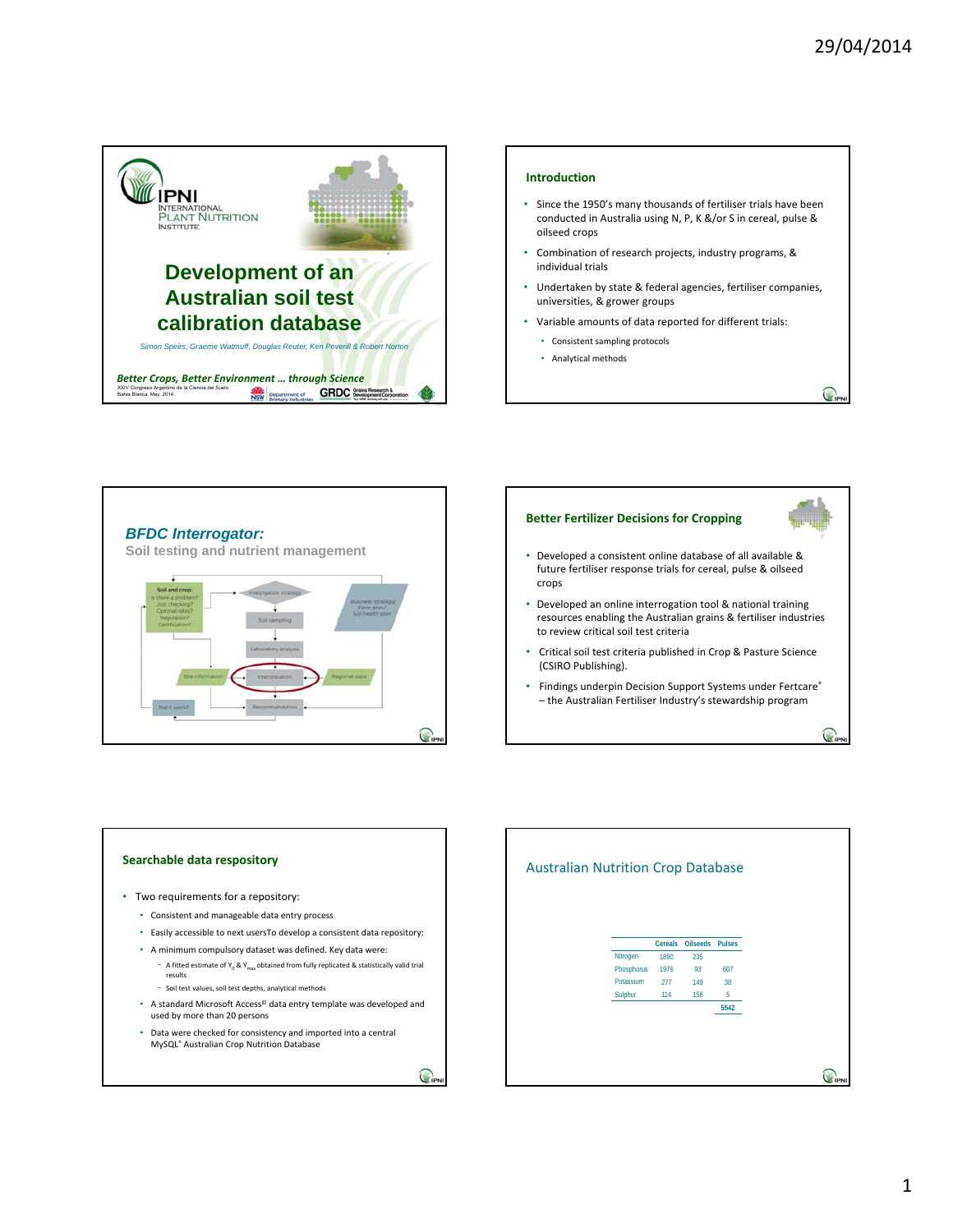# Development of an Australian soil test calibration database

*Simon Speirs, Graeme Watmuff, Douglas Reuter, Ken Peverill & Robert Norton*

***Better Crops, Better Environment … through Science***

XXIV Congreso Argentino de la Ciencia del Suelo
Bahia Blanca, May, 2014.

## Introduction

- Since the 1950's many thousands of fertiliser trials have been conducted in Australia using N, P, K &/or S in cereal, pulse & oilseed crops
- Combination of research projects, industry programs, & individual trials
- Undertaken by state & federal agencies, fertiliser companies, universities, & grower groups
- Variable amounts of data reported for different trials:
  - Consistent sampling protocols
  - Analytical methods

## *BFDC Interrogator:*

Soil testing and nutrient management

Soil and crop: Is there a problem? Just checking? Optimal rates? Regulation? Certification?

Investigation strategy → Soil sampling → Laboratory analysis → Interpretation → Recommendation

Site information; Regional data; Business strategy/ Farm plan/ Soil health plan; Did it work?

## Better Fertilizer Decisions for Cropping

- Developed a consistent online database of all available & future fertiliser response trials for cereal, pulse & oilseed crops
- Developed an online interrogation tool & national training resources enabling the Australian grains & fertiliser industries to review critical soil test criteria
- Critical soil test criteria published in Crop & Pasture Science (CSIRO Publishing).
- Findings underpin Decision Support Systems under Fertcare® – the Australian Fertiliser Industry's stewardship program

## Searchable data respository

- Two requirements for a repository:
  - Consistent and manageable data entry process
  - Easily accessible to next usersTo develop a consistent data repository:
  - A minimum compulsory dataset was defined. Key data were:
    - A fitted estimate of $Y_0$ & $Y_{max}$ obtained from fully replicated & statistically valid trial results
    - Soil test values, soil test depths, analytical methods
  - A standard Microsoft Access© data entry template was developed and used by more than 20 persons
  - Data were checked for consistency and imported into a central MySQL® Australian Crop Nutrition Database

## Australian Nutrition Crop Database

| | Cereals | Oilseeds | Pulses |
|---|---|---|---|
| Nitrogen | 1890 | 235 | |
| Phosphorus | 1976 | 93 | 607 |
| Potassium | 277 | 149 | 38 |
| Sulphur | 114 | 158 | 5 |
| | | | 5542 |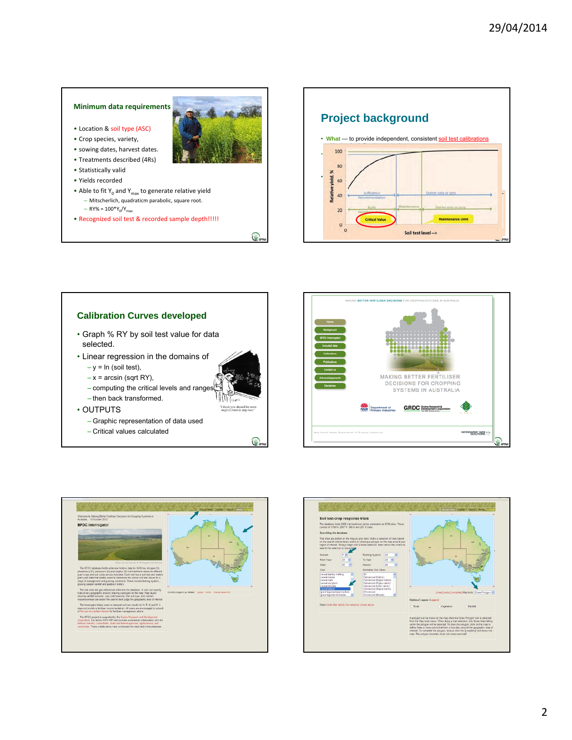## Minimum data requirements

- Location & soil type (ASC)
- Crop species, variety,
- sowing dates, harvest dates.
- Treatments described (4Rs)
- Statistically valid
- Yields recorded
- Able to fit $Y_0$ and $Y_{max}$ to generate relative yield
  - Mitscherlich, quadraticm parabolic, square root.
  - RY% = $100*Y_0/Y_{max}$
- Recognized soil test & recorded sample depth!!!!!

## Project background

- What — to provide independent, consistent soil test calibrations

Relative yield, %

Sufficiency recommendation | Starter only or zero

Build recommendation | Maintenance | Starter only or zero

Critical Value | Maintenance Limit

Soil test level -->

## Calibration Curves developed

- Graph % RY by soil test value for data selected.
- Linear regression in the domains of
  - y = ln (soil test),
  - x = arcsin (sqrt RY),
  - computing the critical levels and ranges
  - then back transformed.
- OUTPUTS
  - Graphic representation of data used
  - Critical values calculated

"I think you should be more explicit here in step two."

MAKING BETTER FERTILISER DECISIONS FOR CROPPING SYSTEMS IN AUSTRALIA

Home | Background | BFDC Interrogator | Included data | Calibrations | Publications | Contact us | Acknowledgements | Disclaimer

MAKING BETTER FERTILISER DECISIONS FOR CROPPING SYSTEMS IN AUSTRALIA

BFDC Interrogator

Soil test-crop response trials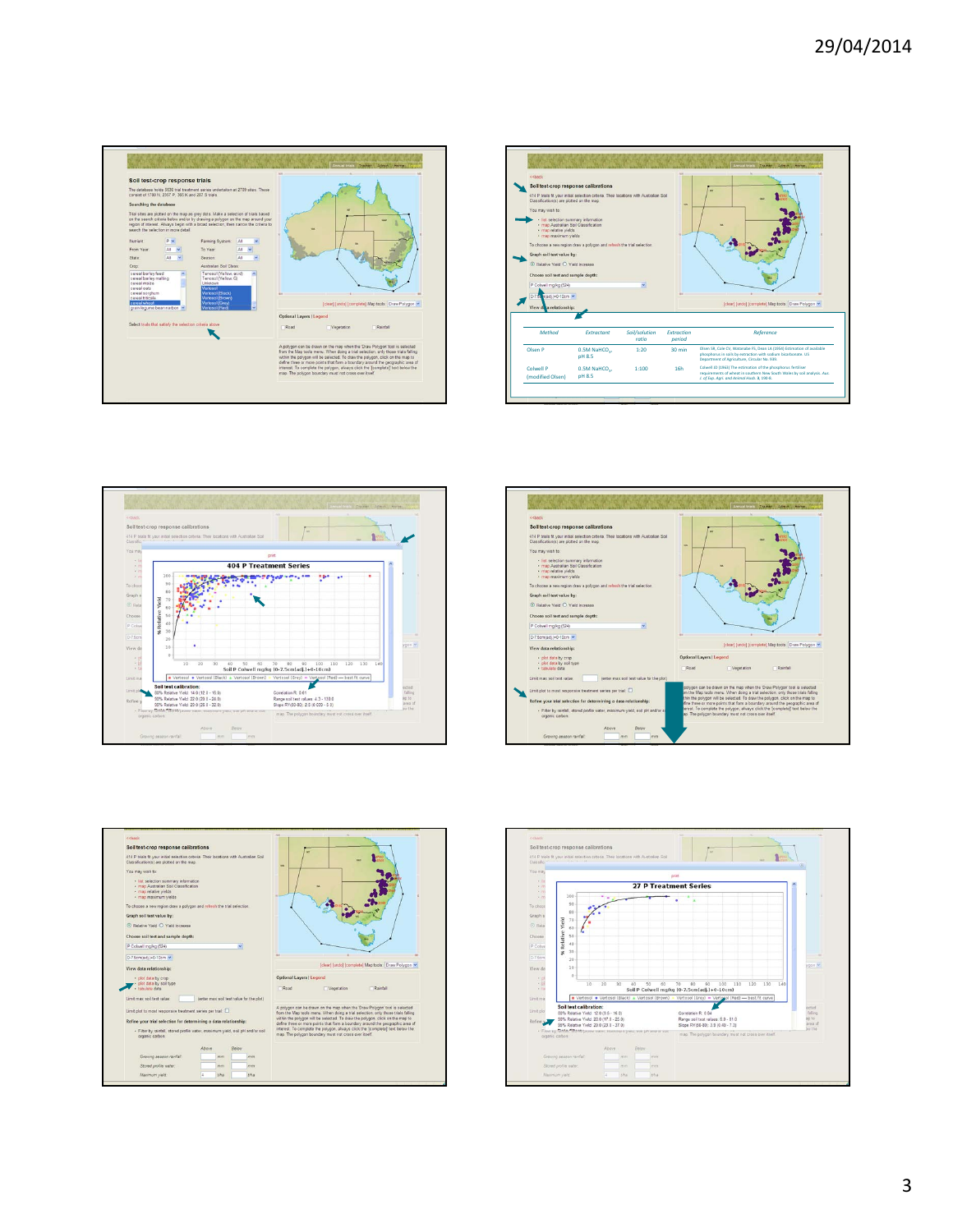## Soil test-crop response trials

The database holds 5036 trial treatment series undertaken at 2709 sites. These consist of 1780 N, 2067 P, 985 K and 207 S trials.

**Searching the database**

Trial sites are plotted on the map as grey dots. Make a selection of trials based on the search criteria below and/or by drawing a polygon on the map around your region of interest. Always begin with a broad selection, then narrow the criteria to search the selection in more detail.

Select trials that satisfy the selection criteria above

Optional Layers | Legend

A polygon can be drawn on the map when the 'Draw Polygon' tool is selected from the Map tools menu. When doing a trial selection, only those trials falling within the polygon will be selected. To draw the polygon, click on the map to define three or more points that form a boundary around the geographic area of interest. To complete the polygon, always click the [complete] text below the map. The polygon boundary must not cross over itself.

## Soil test-crop response calibrations

414 P trials fit your initial selection criteria. Their locations with Australian Soil Classification(s) are plotted on the map.

You may want to:

- list selection summary information
- map Australian Soil Classification
- map relative yields
- map maximum yields

To choose a new region draw a polygon and refresh the trial selection.

Graph soil test value by:

Relative Yield / Yield increase

Choose soil test and sample depth:

P Colwell mg/kg (S24)

View data relationship:

| Method | Extractant | Soil/solution ratio | Extraction period | Reference |
| --- | --- | --- | --- | --- |
| Olsen P | 0.5M $NaHCO_3$, pH 8.5 | 1:20 | 30 min | Olsen SR, Cole CV, Watanabe FS, Dean LA (1954) Estimation of available phosphorus in soils by extraction with sodium bicarbonate. US Department of Agriculture, Circular No. 939. |
| Colwell P (modified Olsen) | 0.5M $NaHCO_3$, pH 8.5 | 1:100 | 16h | Colwell JD (1963) The estimation of the phosphorus fertilizer requirements of wheat in southern New South Wales by soil analysis. Aus. J. of Exp. Agri. and Animal Husb. 3, 190-8. |

### 404 P Treatment Series

Soil P Colwell mg/kg (0-7.5cm(adj.)+0-10cm)

Vertosol (Yellow), Vertosol (Black), Vertosol (Brown), Vertosol (Grey), Vertosol (Red) — best fit curve

**Soil test calibration:**

- 80% Relative Yield: 14.0 (12.0 - 16.0)
- 90% Relative Yield: 22.0 (20.0 - 24.0)
- 95% Relative Yield: 29.0 (26.0 - 32.0)

Correlation R: 0.61

Range soil test values: 4.3 - 130.0

Slope RY(80-90): 2.5 (4.020 - 5.0)

## Soil test-crop response calibrations

View data relationship:

- plot data by crop
- plot data by soil type
- tabulate data

Limit max soil test value (enter max soil test value for the plot)

Limit plot to most responsive treatment series per trial

Refine your trial selection for determining a data relationship:

- Filter by rainfall, stored profile water, maximum yield, soil pH and/or soil organic carbon

Growing season rainfall: Above / Below mm

Stored profile water: mm

Maximum yield: t/ha

### 27 P Treatment Series

Soil P Colwell mg/kg (0-7.5cm(adj.)+0-10cm)

**Soil test calibration:**

- 80% Relative Yield: 12.0 (9.5 - 16.0)
- 90% Relative Yield: 20.0 (17.0 - 25.0)
- 95% Relative Yield: 29.0 (23.0 - 37.0)

Correlation R: 0.84

Range soil test values: 5.9 - 81.0

Slope RY(80-90): 3.9 (0.49 - 7.3)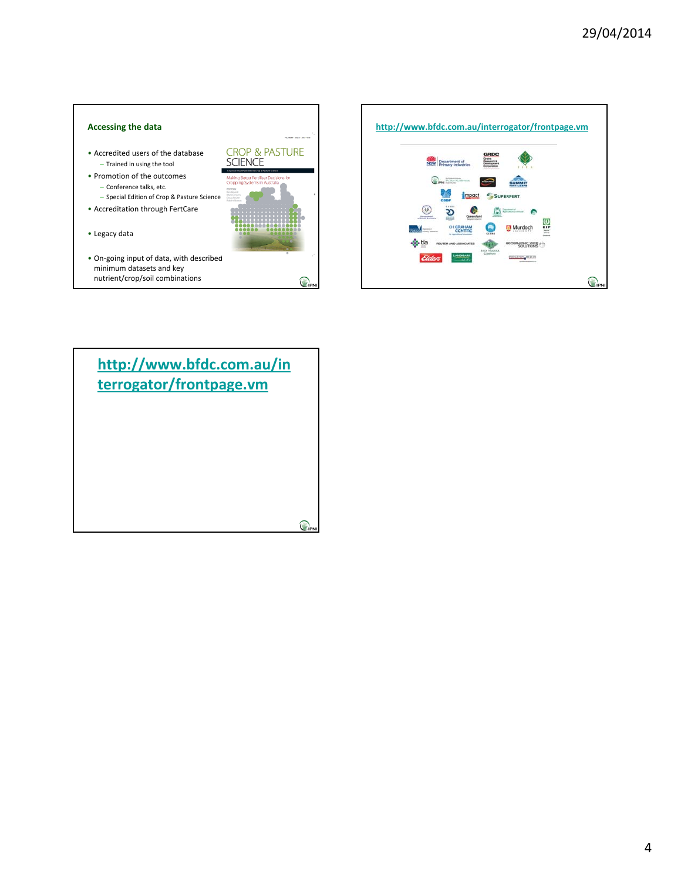## Accessing the data

- Accredited users of the database
  - Trained in using the tool
- Promotion of the outcomes
  - Conference talks, etc.
  - Special Edition of Crop & Pasture Science
- Accreditation through FertCare
- Legacy data
- On-going input of data, with described minimum datasets and key nutrient/crop/soil combinations

CROP & PASTURE SCIENCE

Making Better Fertiliser Decisions for Cropping Systems in Australia

---

http://www.bfdc.com.au/interrogator/frontpage.vm

---

## http://www.bfdc.com.au/interrogator/frontpage.vm